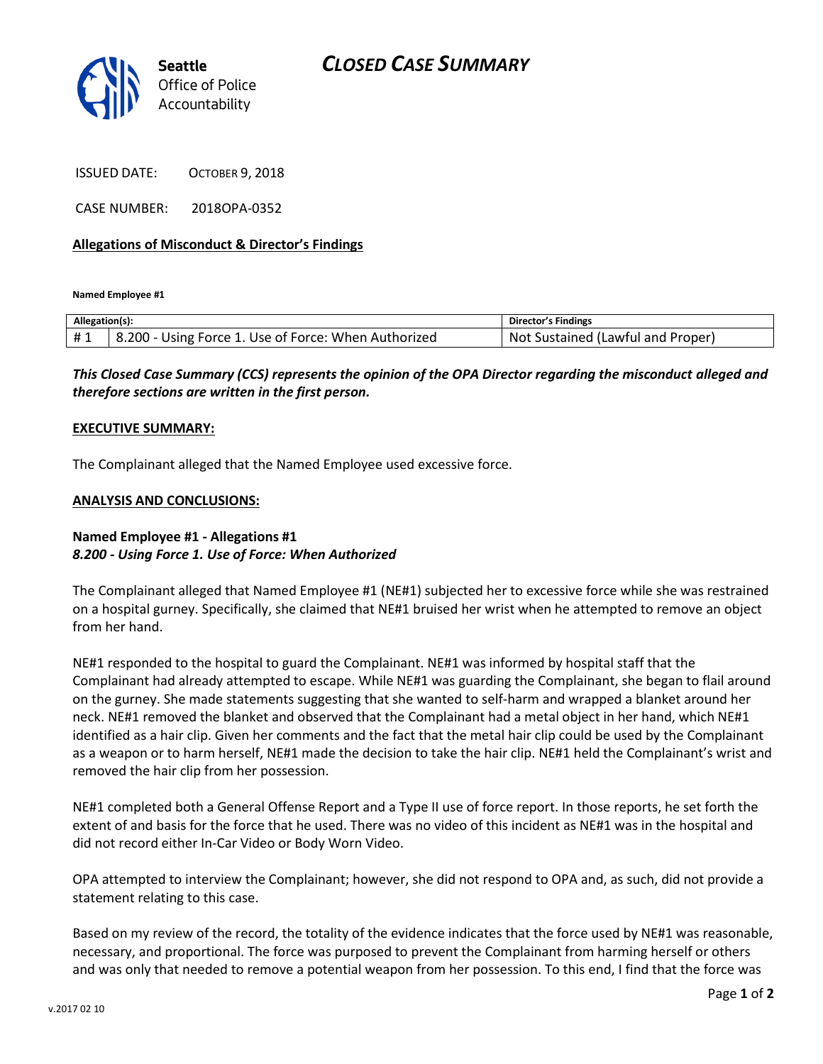Seattle Office of Police Accountability

# CLOSED CASE SUMMARY

ISSUED DATE: OCTOBER 9, 2018

CASE NUMBER: 2018OPA-0352

**Allegations of Misconduct & Director's Findings**

**Named Employee #1**

| Allegation(s): | | Director's Findings |
|---|---|---|
| # 1 | 8.200 - Using Force 1. Use of Force: When Authorized | Not Sustained (Lawful and Proper) |

***This Closed Case Summary (CCS) represents the opinion of the OPA Director regarding the misconduct alleged and therefore sections are written in the first person.***

**EXECUTIVE SUMMARY:**

The Complainant alleged that the Named Employee used excessive force.

**ANALYSIS AND CONCLUSIONS:**

**Named Employee #1 - Allegations #1**
***8.200 - Using Force 1. Use of Force: When Authorized***

The Complainant alleged that Named Employee #1 (NE#1) subjected her to excessive force while she was restrained on a hospital gurney. Specifically, she claimed that NE#1 bruised her wrist when he attempted to remove an object from her hand.

NE#1 responded to the hospital to guard the Complainant. NE#1 was informed by hospital staff that the Complainant had already attempted to escape. While NE#1 was guarding the Complainant, she began to flail around on the gurney. She made statements suggesting that she wanted to self-harm and wrapped a blanket around her neck. NE#1 removed the blanket and observed that the Complainant had a metal object in her hand, which NE#1 identified as a hair clip. Given her comments and the fact that the metal hair clip could be used by the Complainant as a weapon or to harm herself, NE#1 made the decision to take the hair clip. NE#1 held the Complainant's wrist and removed the hair clip from her possession.

NE#1 completed both a General Offense Report and a Type II use of force report. In those reports, he set forth the extent of and basis for the force that he used. There was no video of this incident as NE#1 was in the hospital and did not record either In-Car Video or Body Worn Video.

OPA attempted to interview the Complainant; however, she did not respond to OPA and, as such, did not provide a statement relating to this case.

Based on my review of the record, the totality of the evidence indicates that the force used by NE#1 was reasonable, necessary, and proportional. The force was purposed to prevent the Complainant from harming herself or others and was only that needed to remove a potential weapon from her possession. To this end, I find that the force was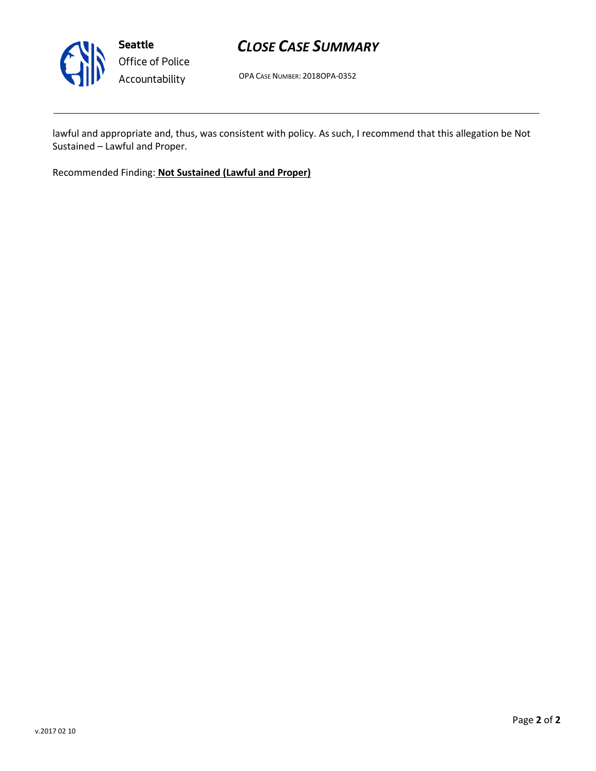lawful and appropriate and, thus, was consistent with policy. As such, I recommend that this allegation be Not Sustained – Lawful and Proper.

Recommended Finding: **Not Sustained (Lawful and Proper)**